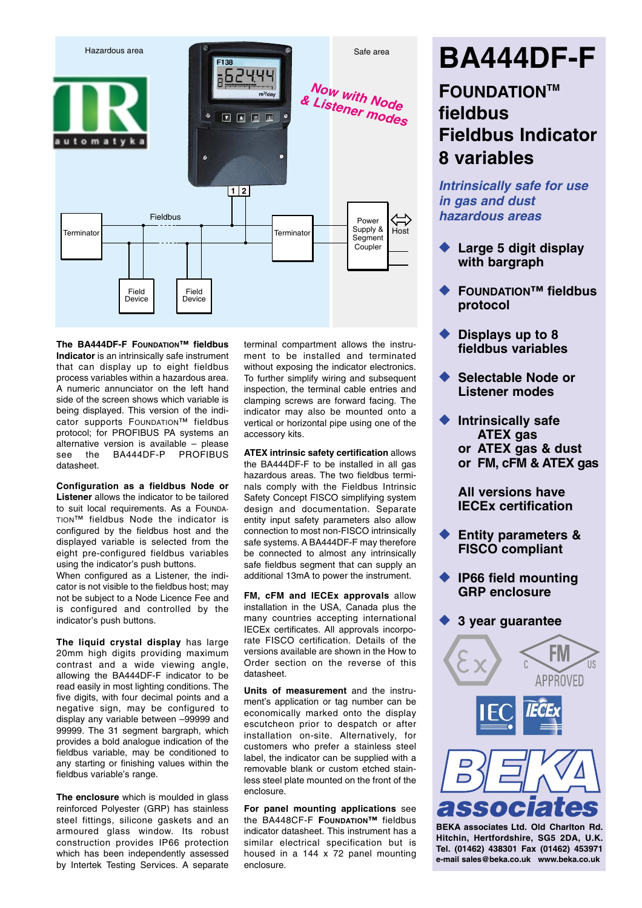# BA444DF-F

## FOUNDATION™ fieldbus Fieldbus Indicator 8 variables

*Intrinsically safe for use in gas and dust hazardous areas*

- **Large 5 digit display with bargraph**
- **FOUNDATION™ fieldbus protocol**
- **Displays up to 8 fieldbus variables**
- **Selectable Node or Listener modes**
- **Intrinsically safe ATEX gas or ATEX gas & dust or FM, cFM & ATEX gas**

  **All versions have IECEx certification**
- **Entity parameters & FISCO compliant**
- **IP66 field mounting GRP enclosure**
- **3 year guarantee**

Hazardous area | Safe area

Now with Node & Listener modes

Fieldbus — Terminator — Field Device — Field Device — Terminator — Power Supply & Segment Coupler — Host

**The BA444DF-F FOUNDATION™ fieldbus Indicator** is an intrinsically safe instrument that can display up to eight fieldbus process variables within a hazardous area. A numeric annunciator on the left hand side of the screen shows which variable is being displayed. This version of the indicator supports FOUNDATION™ fieldbus protocol; for PROFIBUS PA systems an alternative version is available – please see the BA444DF-P PROFIBUS datasheet.

**Configuration as a fieldbus Node or Listener** allows the indicator to be tailored to suit local requirements. As a FOUNDATION™ fieldbus Node the indicator is configured by the fieldbus host and the displayed variable is selected from the eight pre-configured fieldbus variables using the indicator's push buttons.
When configured as a Listener, the indicator is not visible to the fieldbus host; may not be subject to a Node Licence Fee and is configured and controlled by the indicator's push buttons.

**The liquid crystal display** has large 20mm high digits providing maximum contrast and a wide viewing angle, allowing the BA444DF-F indicator to be read easily in most lighting conditions. The five digits, with four decimal points and a negative sign, may be configured to display any variable between –99999 and 99999. The 31 segment bargraph, which provides a bold analogue indication of the fieldbus variable, may be conditioned to any starting or finishing values within the fieldbus variable's range.

**The enclosure** which is moulded in glass reinforced Polyester (GRP) has stainless steel fittings, silicone gaskets and an armoured glass window. Its robust construction provides IP66 protection which has been independently assessed by Intertek Testing Services. A separate terminal compartment allows the instrument to be installed and terminated without exposing the indicator electronics. To further simplify wiring and subsequent inspection, the terminal cable entries and clamping screws are forward facing. The indicator may also be mounted onto a vertical or horizontal pipe using one of the accessory kits.

**ATEX intrinsic safety certification** allows the BA444DF-F to be installed in all gas hazardous areas. The two fieldbus terminals comply with the Fieldbus Intrinsic Safety Concept FISCO simplifying system design and documentation. Separate entity input safety parameters also allow connection to most non-FISCO intrinsically safe systems. A BA444DF-F may therefore be connected to almost any intrinsically safe fieldbus segment that can supply an additional 13mA to power the instrument.

**FM, cFM and IECEx approvals** allow installation in the USA, Canada plus the many countries accepting international IECEx certificates. All approvals incorporate FISCO certification. Details of the versions available are shown in the How to Order section on the reverse of this datasheet.

**Units of measurement** and the instrument's application or tag number can be economically marked onto the display escutcheon prior to despatch or after installation on-site. Alternatively, for customers who prefer a stainless steel label, the indicator can be supplied with a removable blank or custom etched stainless steel plate mounted on the front of the enclosure.

**For panel mounting applications** see the BA448CF-F FOUNDATION™ fieldbus indicator datasheet. This instrument has a similar electrical specification but is housed in a 144 x 72 panel mounting enclosure.

BEKA associates Ltd. Old Charlton Rd. Hitchin, Hertfordshire, SG5 2DA, U.K.
Tel. (01462) 438301 Fax (01462) 453971
e-mail sales@beka.co.uk www.beka.co.uk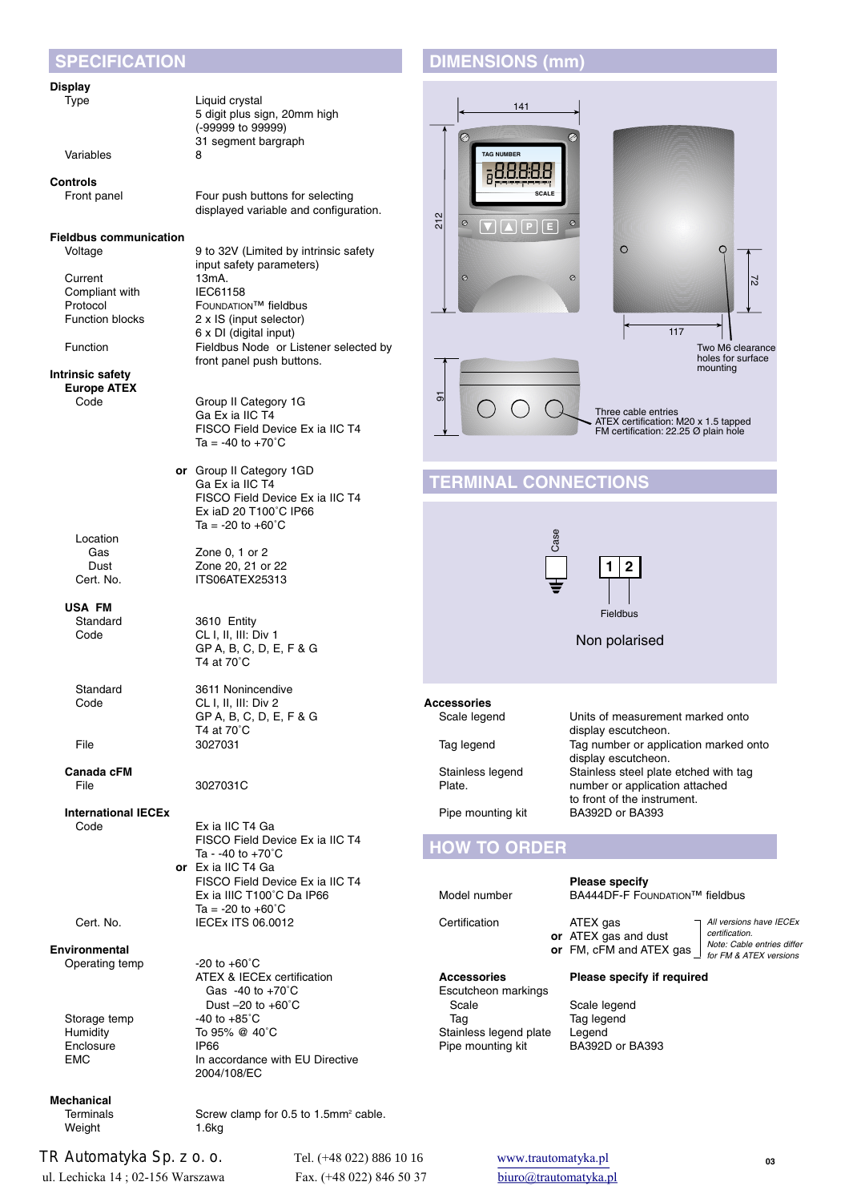## SPECIFICATION

### Display

| | |
|---|---|
| Type | Liquid crystal<br>5 digit plus sign, 20mm high<br>(-99999 to 99999)<br>31 segment bargraph |
| Variables | 8 |

### Controls

| | |
|---|---|
| Front panel | Four push buttons for selecting displayed variable and configuration. |

### Fieldbus communication

| | |
|---|---|
| Voltage | 9 to 32V (Limited by intrinsic safety input safety parameters) |
| Current | 13mA. |
| Compliant with | IEC61158 |
| Protocol | FOUNDATION™ fieldbus |
| Function blocks | 2 x IS (input selector)<br>6 x DI (digital input) |
| Function | Fieldbus Node or Listener selected by front panel push buttons. |

### Intrinsic safety

**Europe ATEX**

| | |
|---|---|
| Code | Group II Category 1G<br>Ga Ex ia IIC T4<br>FISCO Field Device Ex ia IIC T4<br>Ta = -40 to +70˚C |
| **or** | Group II Category 1GD<br>Ga Ex ia IIC T4<br>FISCO Field Device Ex ia IIC T4<br>Ex iaD 20 T100˚C IP66<br>Ta = -20 to +60˚C |
| Location | |
| Gas | Zone 0, 1 or 2 |
| Dust | Zone 20, 21 or 22 |
| Cert. No. | ITS06ATEX25313 |

**USA FM**

| | |
|---|---|
| Standard | 3610 Entity |
| Code | CL I, II, III: Div 1<br>GP A, B, C, D, E, F & G<br>T4 at 70˚C |
| Standard | 3611 Nonincendive |
| Code | CL I, II, III: Div 2<br>GP A, B, C, D, E, F & G<br>T4 at 70˚C |
| File | 3027031 |

**Canada cFM**

| | |
|---|---|
| File | 3027031C |

**International IECEx**

| | |
|---|---|
| Code | Ex ia IIC T4 Ga<br>FISCO Field Device Ex ia IIC T4<br>Ta - -40 to +70˚C |
| **or** | Ex ia IIC T4 Ga<br>FISCO Field Device Ex ia IIC T4<br>Ex ia IIIC T100˚C Da IP66<br>Ta = -20 to +60˚C |
| Cert. No. | IECEx ITS 06.0012 |

### Environmental

| | |
|---|---|
| Operating temp | -20 to +60˚C<br>ATEX & IECEx certification<br>Gas -40 to +70˚C<br>Dust –20 to +60˚C |
| Storage temp | -40 to +85˚C |
| Humidity | To 95% @ 40˚C |
| Enclosure | IP66 |
| EMC | In accordance with EU Directive 2004/108/EC |

### Mechanical

| | |
|---|---|
| Terminals | Screw clamp for 0.5 to 1.5mm² cable. |
| Weight | 1.6kg |

## DIMENSIONS (mm)

141

212

TAG NUMBER

SCALE

72

117

Two M6 clearance holes for surface mounting

91

Three cable entries
ATEX certification: M20 x 1.5 tapped
FM certification: 22.25 Ø plain hole

## TERMINAL CONNECTIONS

Case

1 2

Fieldbus

Non polarised

### Accessories

| | |
|---|---|
| Scale legend | Units of measurement marked onto display escutcheon. |
| Tag legend | Tag number or application marked onto display escutcheon. |
| Stainless legend Plate. | Stainless steel plate etched with tag number or application attached to front of the instrument. |
| Pipe mounting kit | BA392D or BA393 |

## HOW TO ORDER

| | **Please specify** |
|---|---|
| Model number | BA444DF-F FOUNDATION™ fieldbus |
| Certification | ATEX gas<br>**or** ATEX gas and dust<br>**or** FM, cFM and ATEX gas |

*All versions have IECEx certification.*
*Note: Cable entries differ for FM & ATEX versions*

| **Accessories** | **Please specify if required** |
|---|---|
| Escutcheon markings | |
| Scale | Scale legend |
| Tag | Tag legend |
| Stainless legend plate | Legend |
| Pipe mounting kit | BA392D or BA393 |

TR Automatyka Sp. z o. o.
ul. Lechicka 14 ; 02-156 Warszawa
Tel. (+48 022) 886 10 16
Fax. (+48 022) 846 50 37
www.trautomatyka.pl
biuro@trautomatyka.pl